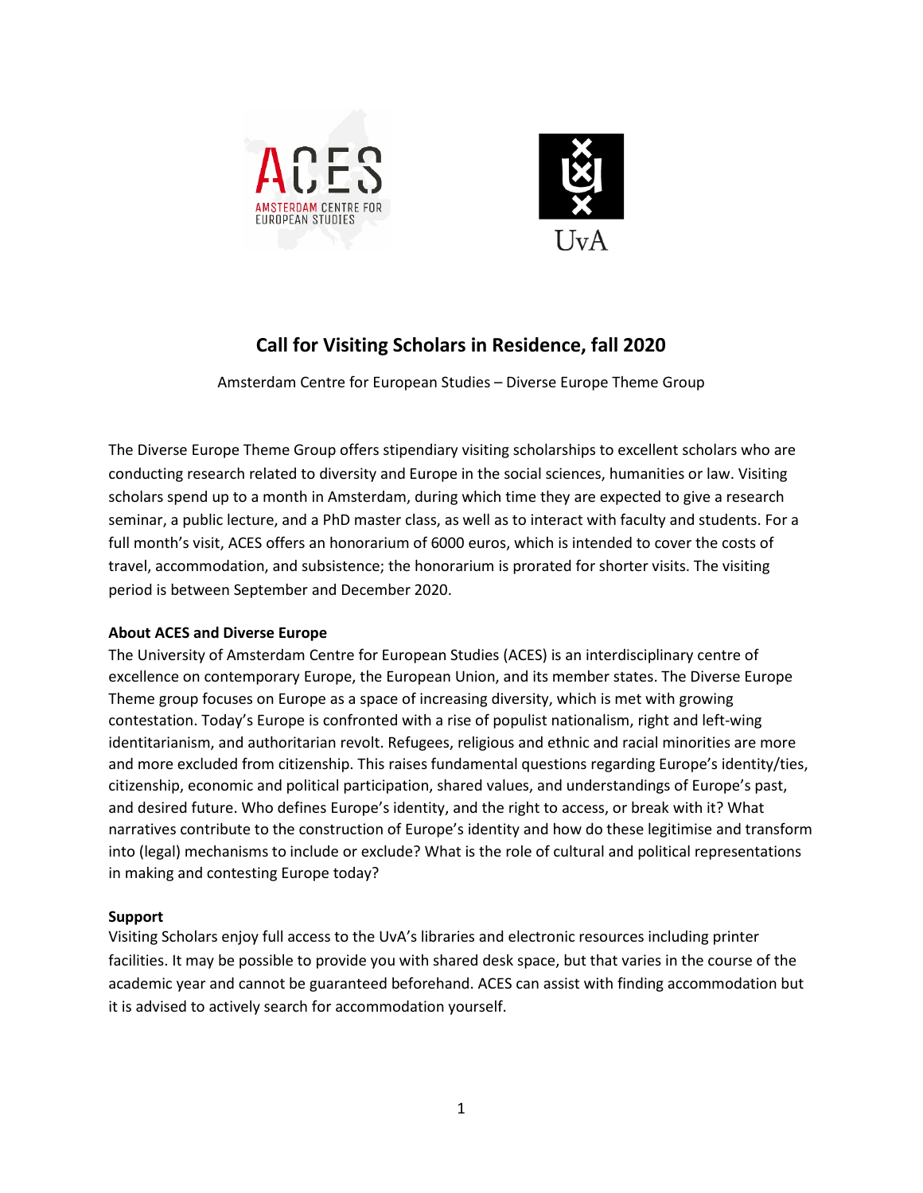# Call for Visiting Scholars in Residence, fall 2020

Amsterdam Centre for European Studies – Diverse Europe Theme Group

The Diverse Europe Theme Group offers stipendiary visiting scholarships to excellent scholars who are conducting research related to diversity and Europe in the social sciences, humanities or law. Visiting scholars spend up to a month in Amsterdam, during which time they are expected to give a research seminar, a public lecture, and a PhD master class, as well as to interact with faculty and students. For a full month's visit, ACES offers an honorarium of 6000 euros, which is intended to cover the costs of travel, accommodation, and subsistence; the honorarium is prorated for shorter visits. The visiting period is between September and December 2020.

**About ACES and Diverse Europe**

The University of Amsterdam Centre for European Studies (ACES) is an interdisciplinary centre of excellence on contemporary Europe, the European Union, and its member states. The Diverse Europe Theme group focuses on Europe as a space of increasing diversity, which is met with growing contestation. Today's Europe is confronted with a rise of populist nationalism, right and left-wing identitarianism, and authoritarian revolt. Refugees, religious and ethnic and racial minorities are more and more excluded from citizenship. This raises fundamental questions regarding Europe's identity/ties, citizenship, economic and political participation, shared values, and understandings of Europe's past, and desired future. Who defines Europe's identity, and the right to access, or break with it? What narratives contribute to the construction of Europe's identity and how do these legitimise and transform into (legal) mechanisms to include or exclude? What is the role of cultural and political representations in making and contesting Europe today?

**Support**

Visiting Scholars enjoy full access to the UvA's libraries and electronic resources including printer facilities. It may be possible to provide you with shared desk space, but that varies in the course of the academic year and cannot be guaranteed beforehand. ACES can assist with finding accommodation but it is advised to actively search for accommodation yourself.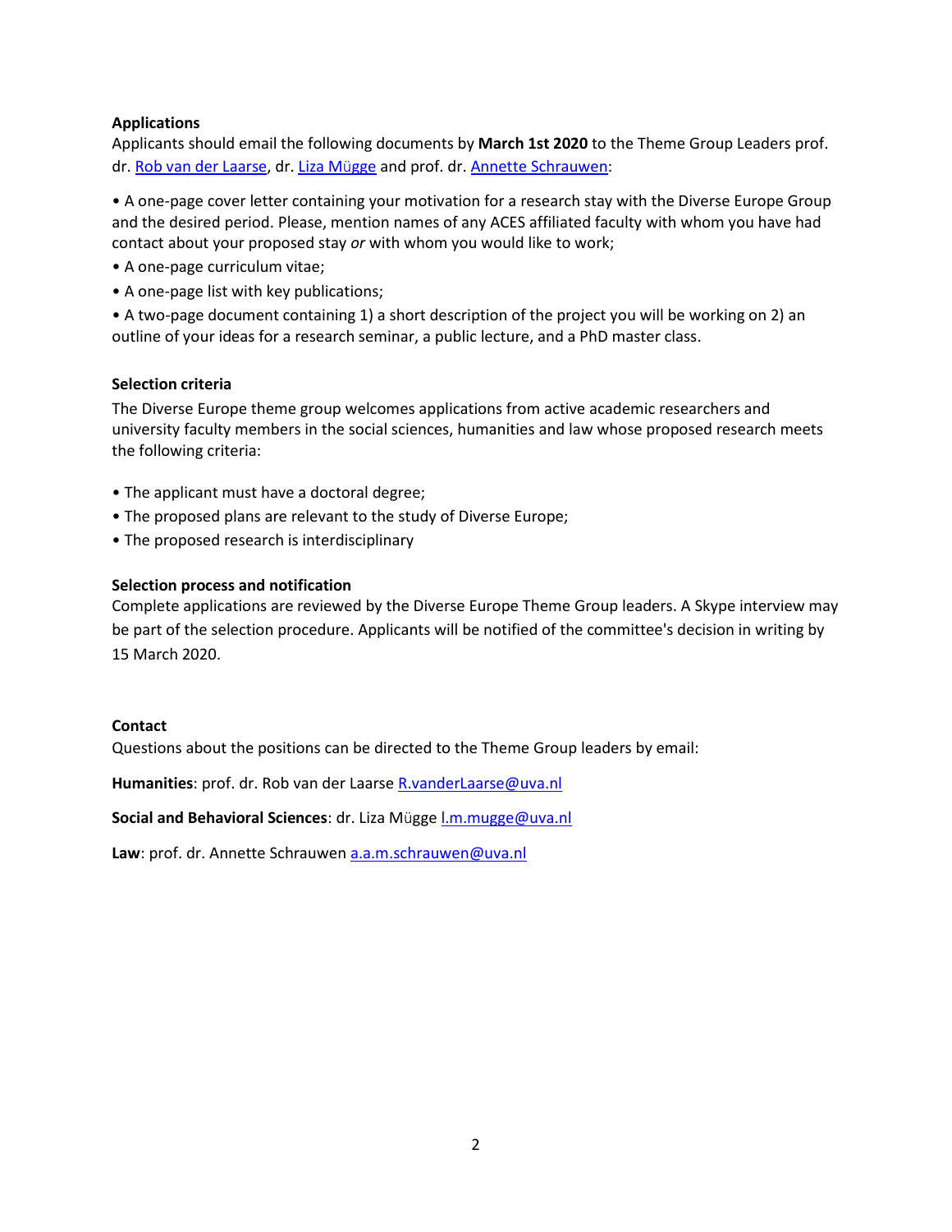**Applications**

Applicants should email the following documents by **March 1st 2020** to the Theme Group Leaders prof. dr. Rob van der Laarse, dr. Liza Mügge and prof. dr. Annette Schrauwen:

- A one-page cover letter containing your motivation for a research stay with the Diverse Europe Group and the desired period. Please, mention names of any ACES affiliated faculty with whom you have had contact about your proposed stay *or* with whom you would like to work;
- A one-page curriculum vitae;
- A one-page list with key publications;
- A two-page document containing 1) a short description of the project you will be working on 2) an outline of your ideas for a research seminar, a public lecture, and a PhD master class.

**Selection criteria**

The Diverse Europe theme group welcomes applications from active academic researchers and university faculty members in the social sciences, humanities and law whose proposed research meets the following criteria:

- The applicant must have a doctoral degree;
- The proposed plans are relevant to the study of Diverse Europe;
- The proposed research is interdisciplinary

**Selection process and notification**

Complete applications are reviewed by the Diverse Europe Theme Group leaders. A Skype interview may be part of the selection procedure. Applicants will be notified of the committee's decision in writing by 15 March 2020.

**Contact**

Questions about the positions can be directed to the Theme Group leaders by email:

**Humanities**: prof. dr. Rob van der Laarse R.vanderLaarse@uva.nl

**Social and Behavioral Sciences**: dr. Liza Mügge l.m.mugge@uva.nl

**Law**: prof. dr. Annette Schrauwen a.a.m.schrauwen@uva.nl